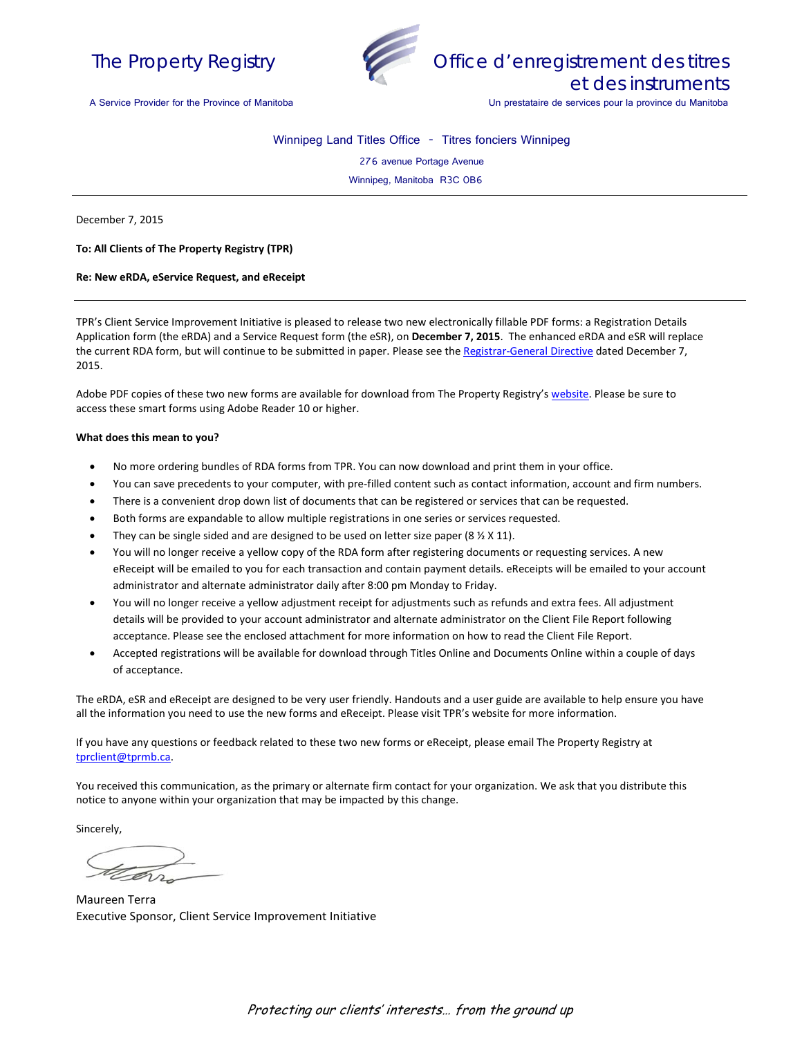The Property Registry

A Service Provider for the Province of Manitoba

Office d'enregistrement des titres et des instruments

Un prestataire de services pour la province du Manitoba

Winnipeg Land Titles Office - Titres fonciers Winnipeg

276 avenue Portage Avenue

Winnipeg, Manitoba R3C 0B6

---

December 7, 2015

**To: All Clients of The Property Registry (TPR)**

**Re: New eRDA, eService Request, and eReceipt**

---

TPR's Client Service Improvement Initiative is pleased to release two new electronically fillable PDF forms: a Registration Details Application form (the eRDA) and a Service Request form (the eSR), on **December 7, 2015**. The enhanced eRDA and eSR will replace the current RDA form, but will continue to be submitted in paper. Please see the Registrar-General Directive dated December 7, 2015.

Adobe PDF copies of these two new forms are available for download from The Property Registry's website. Please be sure to access these smart forms using Adobe Reader 10 or higher.

**What does this mean to you?**

- No more ordering bundles of RDA forms from TPR. You can now download and print them in your office.
- You can save precedents to your computer, with pre-filled content such as contact information, account and firm numbers.
- There is a convenient drop down list of documents that can be registered or services that can be requested.
- Both forms are expandable to allow multiple registrations in one series or services requested.
- They can be single sided and are designed to be used on letter size paper (8 ½ X 11).
- You will no longer receive a yellow copy of the RDA form after registering documents or requesting services. A new eReceipt will be emailed to you for each transaction and contain payment details. eReceipts will be emailed to your account administrator and alternate administrator daily after 8:00 pm Monday to Friday.
- You will no longer receive a yellow adjustment receipt for adjustments such as refunds and extra fees. All adjustment details will be provided to your account administrator and alternate administrator on the Client File Report following acceptance. Please see the enclosed attachment for more information on how to read the Client File Report.
- Accepted registrations will be available for download through Titles Online and Documents Online within a couple of days of acceptance.

The eRDA, eSR and eReceipt are designed to be very user friendly. Handouts and a user guide are available to help ensure you have all the information you need to use the new forms and eReceipt. Please visit TPR's website for more information.

If you have any questions or feedback related to these two new forms or eReceipt, please email The Property Registry at tprclient@tprmb.ca.

You received this communication, as the primary or alternate firm contact for your organization. We ask that you distribute this notice to anyone within your organization that may be impacted by this change.

Sincerely,

Maureen Terra
Executive Sponsor, Client Service Improvement Initiative

*Protecting our clients' interests… from the ground up*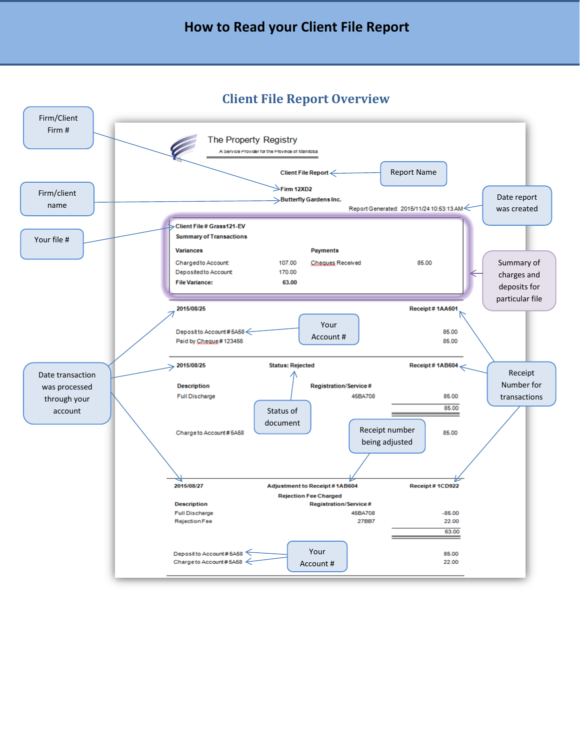# How to Read your Client File Report

## Client File Report Overview

The Property Registry
A Service Provider for the Province of Manitoba

Client File Report ← Report Name

Firm 12XD2 ← Firm/Client Firm #

Butterfly Gardens Inc. ← Firm/client name

Report Generated: 2015/11/24 10:53:13 AM ← Date report was created

**Client File # Grass121-EV** ← Your file #

**Summary of Transactions** ← Summary of charges and deposits for particular file

| **Variances** | | **Payments** | |
|---|---|---|---|
| Charged to Account: | 107.00 | Cheques Received | 85.00 |
| Deposited to Account | 170.00 | | |
| **File Variance:** | **63.00** | | |

**2015/08/25** ← Date transaction was processed through your account — **Receipt # 1AA601** ← Receipt Number for transactions

| | |
|---|---|
| Deposit to Account # 5A58 ← Your Account # | 85.00 |
| Paid by Cheque # 123456 | 85.00 |

**2015/08/25** — **Status: Rejected** ← Status of document — **Receipt # 1AB604**

| **Description** | **Registration/Service #** | |
|---|---|---|
| Full Discharge | 45BA708 | 85.00 |
| | | 85.00 |
| Charge to Account # 5A58 | | 85.00 |

**2015/08/27** — **Adjustment to Receipt # 1AB604** ← Receipt number being adjusted — **Receipt # 1CD922**

**Rejection Fee Charged**

| **Description** | **Registration/Service #** | |
|---|---|---|
| Full Discharge | 45BA708 | -85.00 |
| Rejection Fee | 27BB7 | 22.00 |
| | | 63.00 |

| | |
|---|---|
| Deposit to Account # 5A58 ← Your Account # | 85.00 |
| Charge to Account # 5A58 | 22.00 |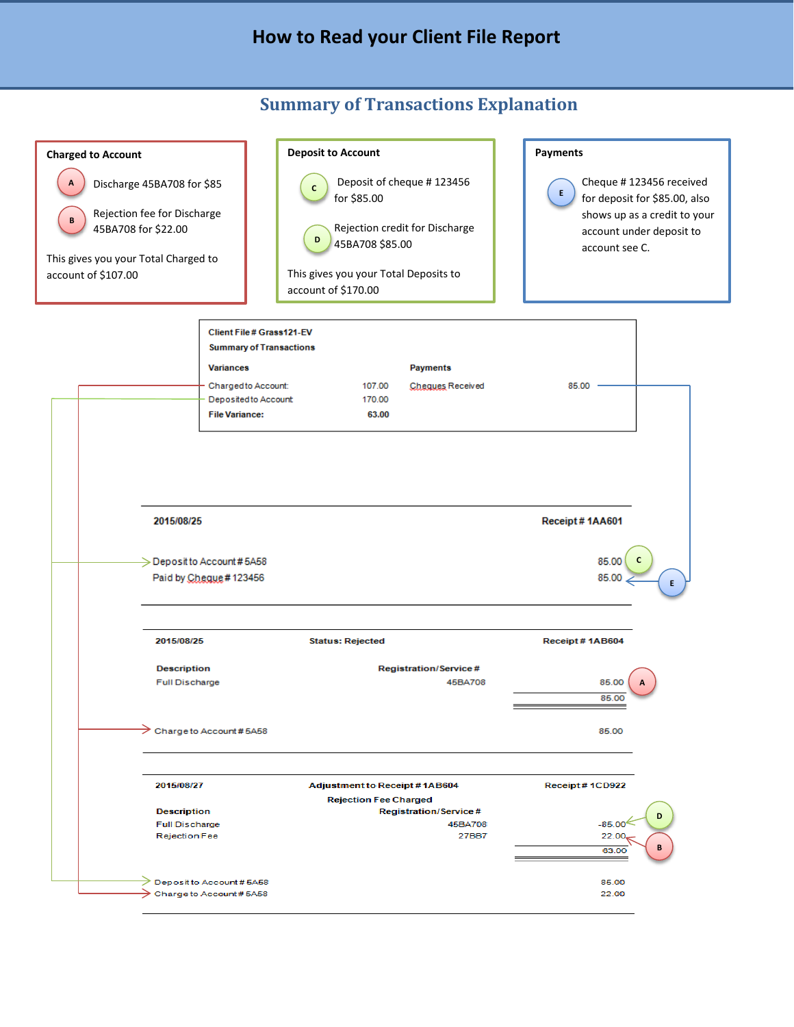# How to Read your Client File Report

## Summary of Transactions Explanation

**Charged to Account**

- (A) Discharge 45BA708 for $85
- (B) Rejection fee for Discharge 45BA708 for $22.00

This gives you your Total Charged to account of $107.00

**Deposit to Account**

- (C) Deposit of cheque # 123456 for $85.00
- (D) Rejection credit for Discharge 45BA708 $85.00

This gives you your Total Deposits to account of $170.00

**Payments**

- (E) Cheque # 123456 received for deposit for $85.00, also shows up as a credit to your account under deposit to account see C.

---

**Client File # Grass121-EV**

**Summary of Transactions**

| **Variances** | | **Payments** | |
|---|---|---|---|
| Charged to Account: | 107.00 | Cheques Received | 85.00 |
| Deposited to Account | 170.00 | | |
| **File Variance:** | **63.00** | | |

---

| **2015/08/25** | **Receipt # 1AA601** |
|---|---|
| Deposit to Account # 5A58 | 85.00 (C) |
| Paid by Cheque # 123456 | 85.00 (E) |

---

| **2015/08/25** | **Status: Rejected** | **Receipt # 1AB604** |
|---|---|---|
| **Description** | **Registration/Service #** | |
| Full Discharge | 45BA708 | 85.00 (A) |
| | | 85.00 |
| Charge to Account # 5A58 | | 85.00 |

---

| **2015/08/27** | **Adjustment to Receipt # 1AB604** **Rejection Fee Charged** | **Receipt # 1CD922** |
|---|---|---|
| **Description** | **Registration/Service #** | |
| Full Discharge | 45BA708 | -85.00 (D) |
| Rejection Fee | 27BB7 | 22.00 (B) |
| | | 63.00 |
| Deposit to Account # 5A58 | | 85.00 |
| Charge to Account # 5A58 | | 22.00 |